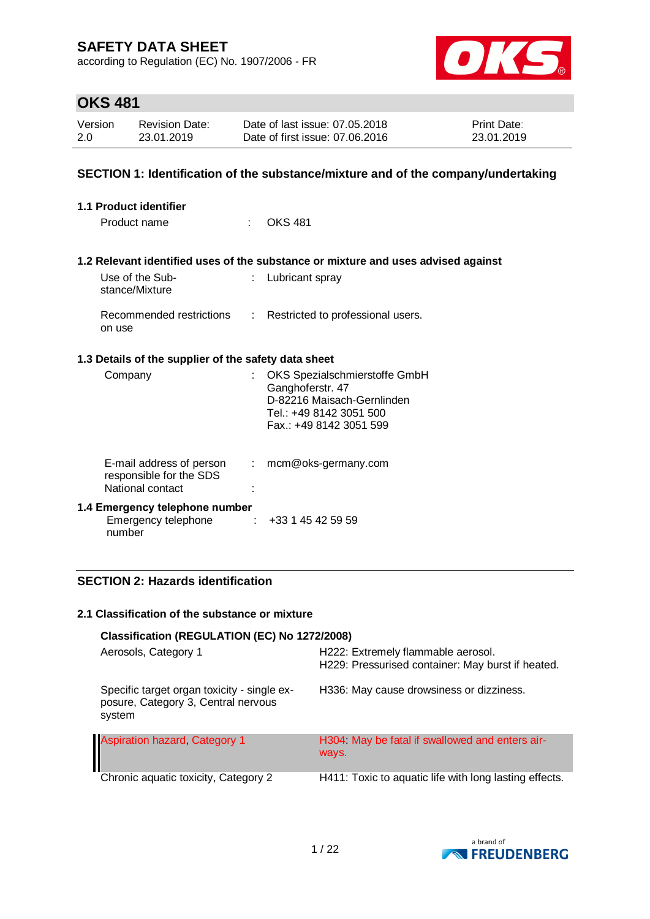# SAFETY DATA SHEET

according to Regulation (EC) No. 1907/2006 - FR

## OKS 481

| Version | Revision Date: | Date of last issue: 07.05.2018 | Print Date: |
|---|---|---|---|
| 2.0 | 23.01.2019 | Date of first issue: 07.06.2016 | 23.01.2019 |

## SECTION 1: Identification of the substance/mixture and of the company/undertaking

### 1.1 Product identifier

Product name : OKS 481

### 1.2 Relevant identified uses of the substance or mixture and uses advised against

Use of the Substance/Mixture : Lubricant spray

Recommended restrictions on use : Restricted to professional users.

### 1.3 Details of the supplier of the safety data sheet

Company : OKS Spezialschmierstoffe GmbH
Ganghoferstr. 47
D-82216 Maisach-Gernlinden
Tel.: +49 8142 3051 500
Fax.: +49 8142 3051 599

E-mail address of person responsible for the SDS : mcm@oks-germany.com

National contact :

### 1.4 Emergency telephone number

Emergency telephone number : +33 1 45 42 59 59

## SECTION 2: Hazards identification

### 2.1 Classification of the substance or mixture

**Classification (REGULATION (EC) No 1272/2008)**

| Classification | Hazard statement |
|---|---|
| Aerosols, Category 1 | H222: Extremely flammable aerosol.<br>H229: Pressurised container: May burst if heated. |
| Specific target organ toxicity - single exposure, Category 3, Central nervous system | H336: May cause drowsiness or dizziness. |
| Aspiration hazard, Category 1 | H304: May be fatal if swallowed and enters airways. |
| Chronic aquatic toxicity, Category 2 | H411: Toxic to aquatic life with long lasting effects. |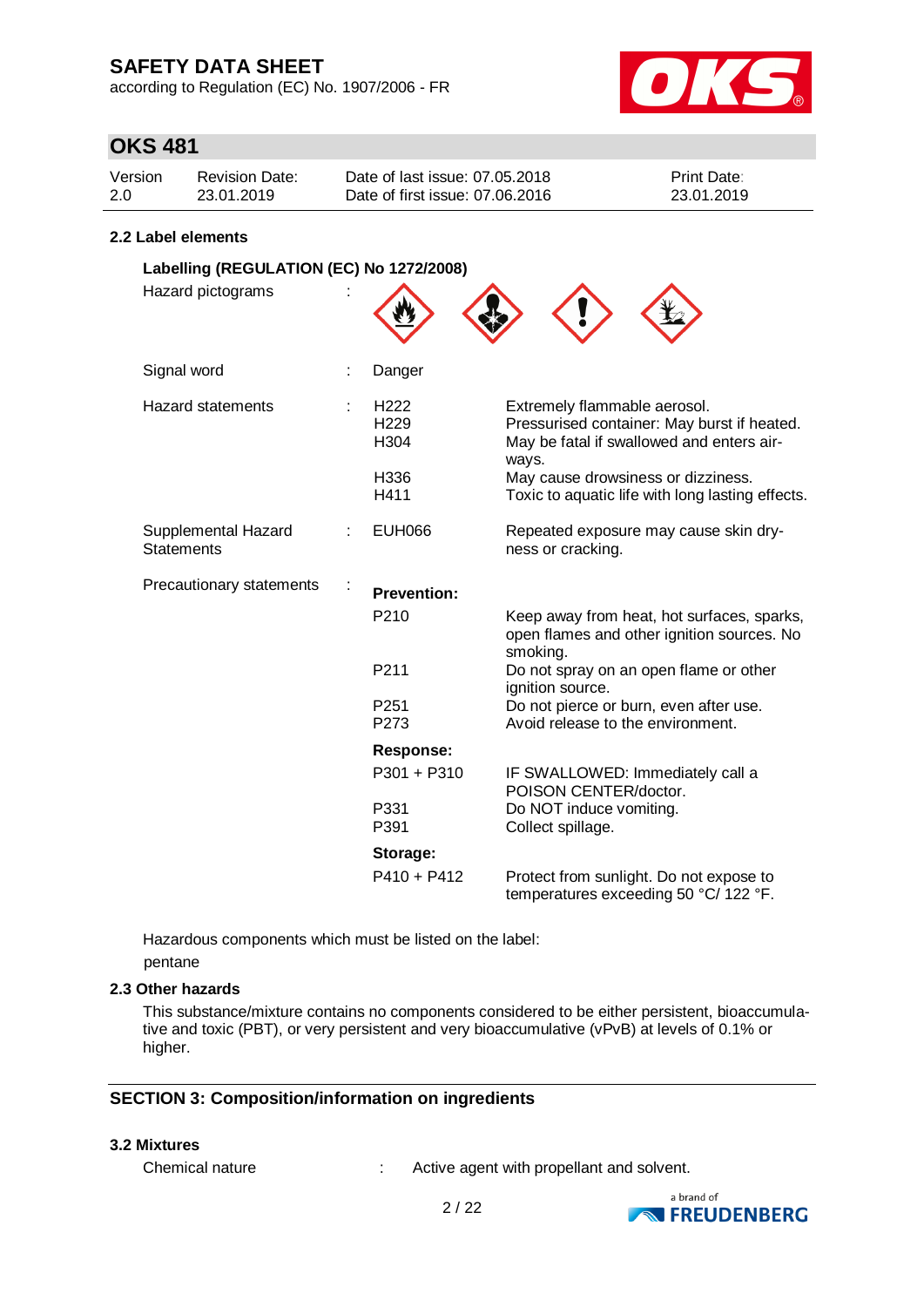### 2.2 Label elements

**Labelling (REGULATION (EC) No 1272/2008)**

| | | | |
|---|---|---|---|
| Hazard pictograms | : | | |
| Signal word | : | Danger | |
| Hazard statements | : | H222 | Extremely flammable aerosol. |
| | | H229 | Pressurised container: May burst if heated. |
| | | H304 | May be fatal if swallowed and enters airways. |
| | | H336 | May cause drowsiness or dizziness. |
| | | H411 | Toxic to aquatic life with long lasting effects. |
| Supplemental Hazard Statements | : | EUH066 | Repeated exposure may cause skin dryness or cracking. |
| Precautionary statements | : | **Prevention:** | |
| | | P210 | Keep away from heat, hot surfaces, sparks, open flames and other ignition sources. No smoking. |
| | | P211 | Do not spray on an open flame or other ignition source. |
| | | P251 | Do not pierce or burn, even after use. |
| | | P273 | Avoid release to the environment. |
| | | **Response:** | |
| | | P301 + P310 | IF SWALLOWED: Immediately call a POISON CENTER/doctor. |
| | | P331 | Do NOT induce vomiting. |
| | | P391 | Collect spillage. |
| | | **Storage:** | |
| | | P410 + P412 | Protect from sunlight. Do not expose to temperatures exceeding 50 °C/ 122 °F. |

Hazardous components which must be listed on the label:
pentane

### 2.3 Other hazards

This substance/mixture contains no components considered to be either persistent, bioaccumulative and toxic (PBT), or very persistent and very bioaccumulative (vPvB) at levels of 0.1% or higher.

## SECTION 3: Composition/information on ingredients

### 3.2 Mixtures

Chemical nature : Active agent with propellant and solvent.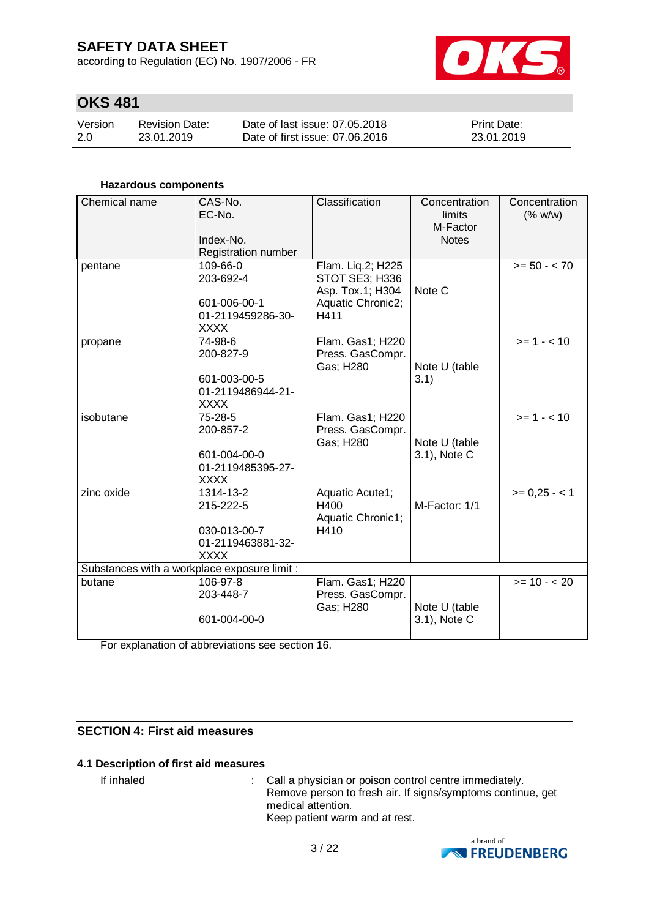**Hazardous components**

| Chemical name | CAS-No.<br>EC-No.<br><br>Index-No.<br>Registration number | Classification | Concentration limits<br>M-Factor<br>Notes | Concentration (% w/w) |
|---|---|---|---|---|
| pentane | 109-66-0<br>203-692-4<br><br>601-006-00-1<br>01-2119459286-30-XXXX | Flam. Liq.2; H225<br>STOT SE3; H336<br>Asp. Tox.1; H304<br>Aquatic Chronic2; H411 | Note C | >= 50 - < 70 |
| propane | 74-98-6<br>200-827-9<br><br>601-003-00-5<br>01-2119486944-21-XXXX | Flam. Gas1; H220<br>Press. GasCompr. Gas; H280 | Note U (table 3.1) | >= 1 - < 10 |
| isobutane | 75-28-5<br>200-857-2<br><br>601-004-00-0<br>01-2119485395-27-XXXX | Flam. Gas1; H220<br>Press. GasCompr. Gas; H280 | Note U (table 3.1), Note C | >= 1 - < 10 |
| zinc oxide | 1314-13-2<br>215-222-5<br><br>030-013-00-7<br>01-2119463881-32-XXXX | Aquatic Acute1; H400<br>Aquatic Chronic1; H410 | M-Factor: 1/1 | >= 0,25 - < 1 |
| Substances with a workplace exposure limit : | | | | |
| butane | 106-97-8<br>203-448-7<br><br>601-004-00-0 | Flam. Gas1; H220<br>Press. GasCompr. Gas; H280 | Note U (table 3.1), Note C | >= 10 - < 20 |

For explanation of abbreviations see section 16.

## SECTION 4: First aid measures

### 4.1 Description of first aid measures

If inhaled : Call a physician or poison control centre immediately.
Remove person to fresh air. If signs/symptoms continue, get medical attention.
Keep patient warm and at rest.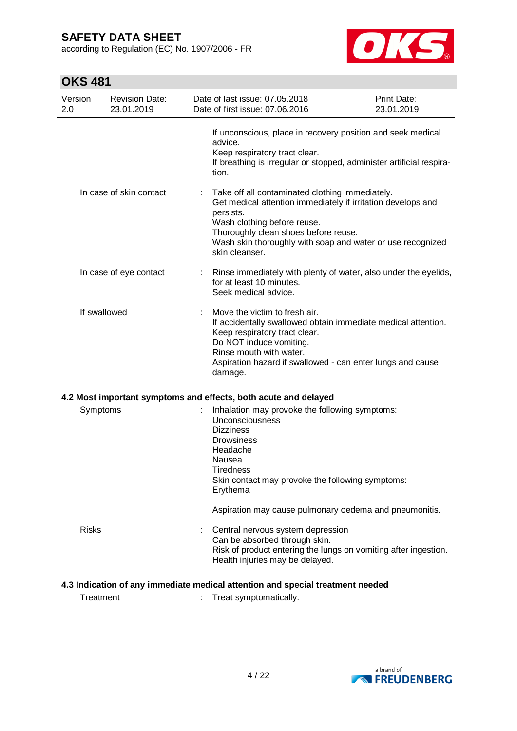If unconscious, place in recovery position and seek medical advice.
Keep respiratory tract clear.
If breathing is irregular or stopped, administer artificial respiration.

| | | |
|---|---|---|
| In case of skin contact | : | Take off all contaminated clothing immediately.<br>Get medical attention immediately if irritation develops and persists.<br>Wash clothing before reuse.<br>Thoroughly clean shoes before reuse.<br>Wash skin thoroughly with soap and water or use recognized skin cleanser. |
| In case of eye contact | : | Rinse immediately with plenty of water, also under the eyelids, for at least 10 minutes.<br>Seek medical advice. |
| If swallowed | : | Move the victim to fresh air.<br>If accidentally swallowed obtain immediate medical attention.<br>Keep respiratory tract clear.<br>Do NOT induce vomiting.<br>Rinse mouth with water.<br>Aspiration hazard if swallowed - can enter lungs and cause damage. |

### 4.2 Most important symptoms and effects, both acute and delayed

| | | |
|---|---|---|
| Symptoms | : | Inhalation may provoke the following symptoms:<br>Unconsciousness<br>Dizziness<br>Drowsiness<br>Headache<br>Nausea<br>Tiredness<br>Skin contact may provoke the following symptoms:<br>Erythema<br><br>Aspiration may cause pulmonary oedema and pneumonitis. |
| Risks | : | Central nervous system depression<br>Can be absorbed through skin.<br>Risk of product entering the lungs on vomiting after ingestion.<br>Health injuries may be delayed. |

### 4.3 Indication of any immediate medical attention and special treatment needed

| | | |
|---|---|---|
| Treatment | : | Treat symptomatically. |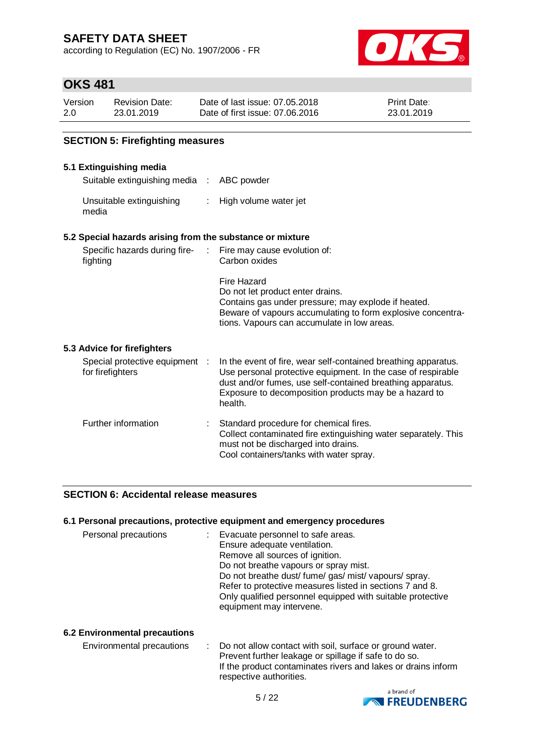## SECTION 5: Firefighting measures

### 5.1 Extinguishing media

| | | |
|---|---|---|
| Suitable extinguishing media | : | ABC powder |
| Unsuitable extinguishing media | : | High volume water jet |

### 5.2 Special hazards arising from the substance or mixture

| | | |
|---|---|---|
| Specific hazards during fire-fighting | : | Fire may cause evolution of:<br>Carbon oxides<br><br>Fire Hazard<br>Do not let product enter drains.<br>Contains gas under pressure; may explode if heated.<br>Beware of vapours accumulating to form explosive concentrations. Vapours can accumulate in low areas. |

### 5.3 Advice for firefighters

| | | |
|---|---|---|
| Special protective equipment for firefighters | : | In the event of fire, wear self-contained breathing apparatus. Use personal protective equipment. In the case of respirable dust and/or fumes, use self-contained breathing apparatus. Exposure to decomposition products may be a hazard to health. |
| Further information | : | Standard procedure for chemical fires.<br>Collect contaminated fire extinguishing water separately. This must not be discharged into drains.<br>Cool containers/tanks with water spray. |

## SECTION 6: Accidental release measures

### 6.1 Personal precautions, protective equipment and emergency procedures

| | | |
|---|---|---|
| Personal precautions | : | Evacuate personnel to safe areas.<br>Ensure adequate ventilation.<br>Remove all sources of ignition.<br>Do not breathe vapours or spray mist.<br>Do not breathe dust/ fume/ gas/ mist/ vapours/ spray.<br>Refer to protective measures listed in sections 7 and 8.<br>Only qualified personnel equipped with suitable protective equipment may intervene. |

### 6.2 Environmental precautions

| | | |
|---|---|---|
| Environmental precautions | : | Do not allow contact with soil, surface or ground water.<br>Prevent further leakage or spillage if safe to do so.<br>If the product contaminates rivers and lakes or drains inform respective authorities. |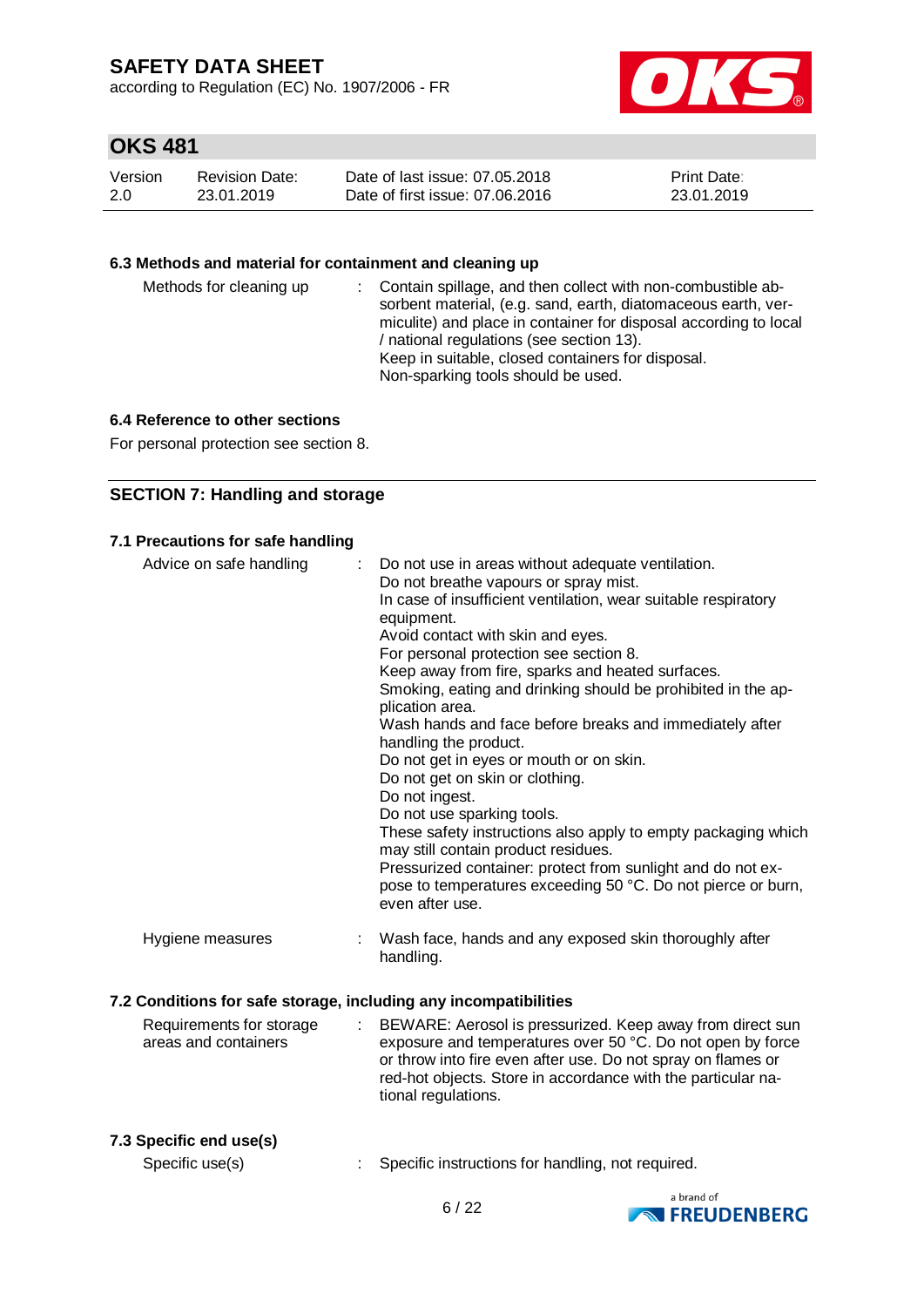### 6.3 Methods and material for containment and cleaning up

Methods for cleaning up : Contain spillage, and then collect with non-combustible absorbent material, (e.g. sand, earth, diatomaceous earth, vermiculite) and place in container for disposal according to local / national regulations (see section 13).
Keep in suitable, closed containers for disposal.
Non-sparking tools should be used.

### 6.4 Reference to other sections

For personal protection see section 8.

## SECTION 7: Handling and storage

### 7.1 Precautions for safe handling

Advice on safe handling : Do not use in areas without adequate ventilation.
Do not breathe vapours or spray mist.
In case of insufficient ventilation, wear suitable respiratory equipment.
Avoid contact with skin and eyes.
For personal protection see section 8.
Keep away from fire, sparks and heated surfaces.
Smoking, eating and drinking should be prohibited in the application area.
Wash hands and face before breaks and immediately after handling the product.
Do not get in eyes or mouth or on skin.
Do not get on skin or clothing.
Do not ingest.
Do not use sparking tools.
These safety instructions also apply to empty packaging which may still contain product residues.
Pressurized container: protect from sunlight and do not expose to temperatures exceeding 50 °C. Do not pierce or burn, even after use.

Hygiene measures : Wash face, hands and any exposed skin thoroughly after handling.

### 7.2 Conditions for safe storage, including any incompatibilities

Requirements for storage areas and containers : BEWARE: Aerosol is pressurized. Keep away from direct sun exposure and temperatures over 50 °C. Do not open by force or throw into fire even after use. Do not spray on flames or red-hot objects. Store in accordance with the particular national regulations.

### 7.3 Specific end use(s)

Specific use(s) : Specific instructions for handling, not required.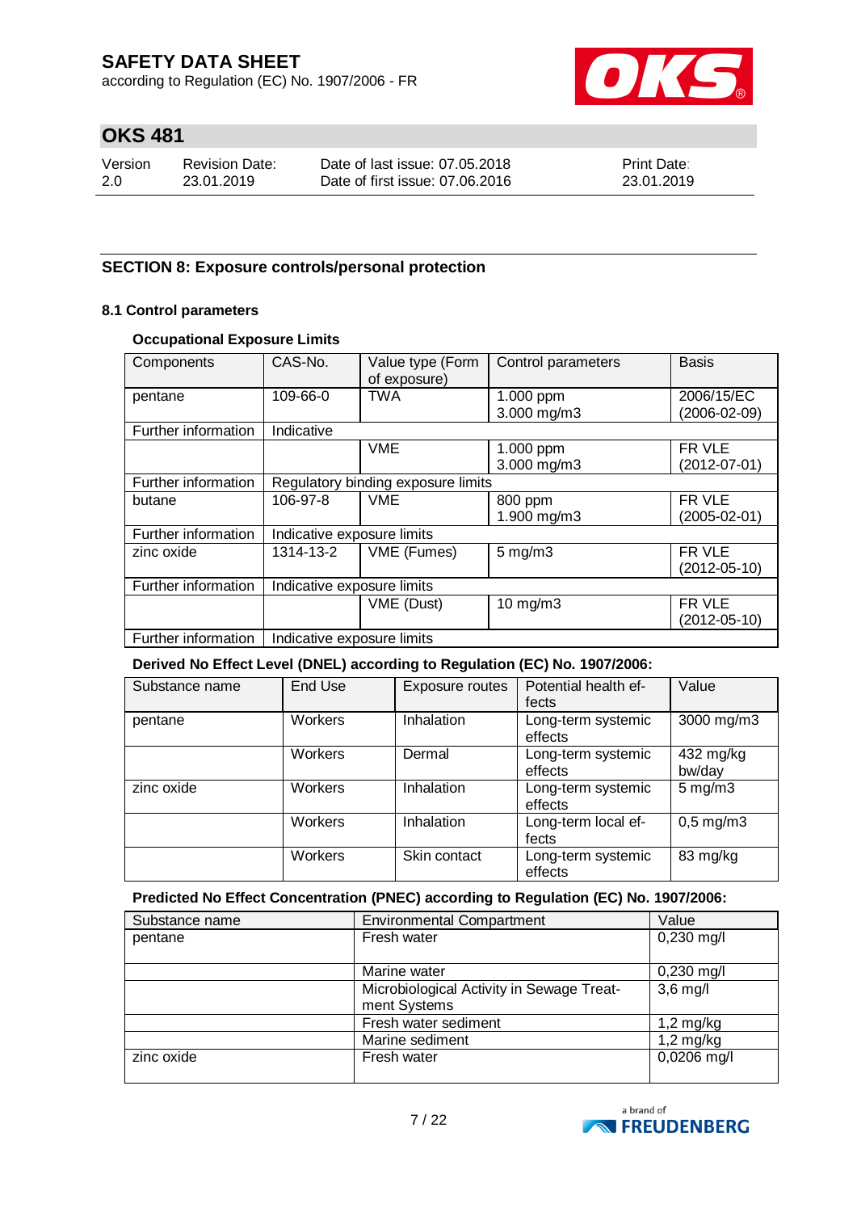## SECTION 8: Exposure controls/personal protection

### 8.1 Control parameters

#### Occupational Exposure Limits

| Components | CAS-No. | Value type (Form of exposure) | Control parameters | Basis |
|---|---|---|---|---|
| pentane | 109-66-0 | TWA | 1.000 ppm<br>3.000 mg/m3 | 2006/15/EC<br>(2006-02-09) |
| Further information | Indicative | | | |
| | | VME | 1.000 ppm<br>3.000 mg/m3 | FR VLE<br>(2012-07-01) |
| Further information | Regulatory binding exposure limits | | | |
| butane | 106-97-8 | VME | 800 ppm<br>1.900 mg/m3 | FR VLE<br>(2005-02-01) |
| Further information | Indicative exposure limits | | | |
| zinc oxide | 1314-13-2 | VME (Fumes) | 5 mg/m3 | FR VLE<br>(2012-05-10) |
| Further information | Indicative exposure limits | | | |
| | | VME (Dust) | 10 mg/m3 | FR VLE<br>(2012-05-10) |
| Further information | Indicative exposure limits | | | |

#### Derived No Effect Level (DNEL) according to Regulation (EC) No. 1907/2006:

| Substance name | End Use | Exposure routes | Potential health effects | Value |
|---|---|---|---|---|
| pentane | Workers | Inhalation | Long-term systemic effects | 3000 mg/m3 |
| | Workers | Dermal | Long-term systemic effects | 432 mg/kg bw/day |
| zinc oxide | Workers | Inhalation | Long-term systemic effects | 5 mg/m3 |
| | Workers | Inhalation | Long-term local effects | 0,5 mg/m3 |
| | Workers | Skin contact | Long-term systemic effects | 83 mg/kg |

#### Predicted No Effect Concentration (PNEC) according to Regulation (EC) No. 1907/2006:

| Substance name | Environmental Compartment | Value |
|---|---|---|
| pentane | Fresh water | 0,230 mg/l |
| | Marine water | 0,230 mg/l |
| | Microbiological Activity in Sewage Treatment Systems | 3,6 mg/l |
| | Fresh water sediment | 1,2 mg/kg |
| | Marine sediment | 1,2 mg/kg |
| zinc oxide | Fresh water | 0,0206 mg/l |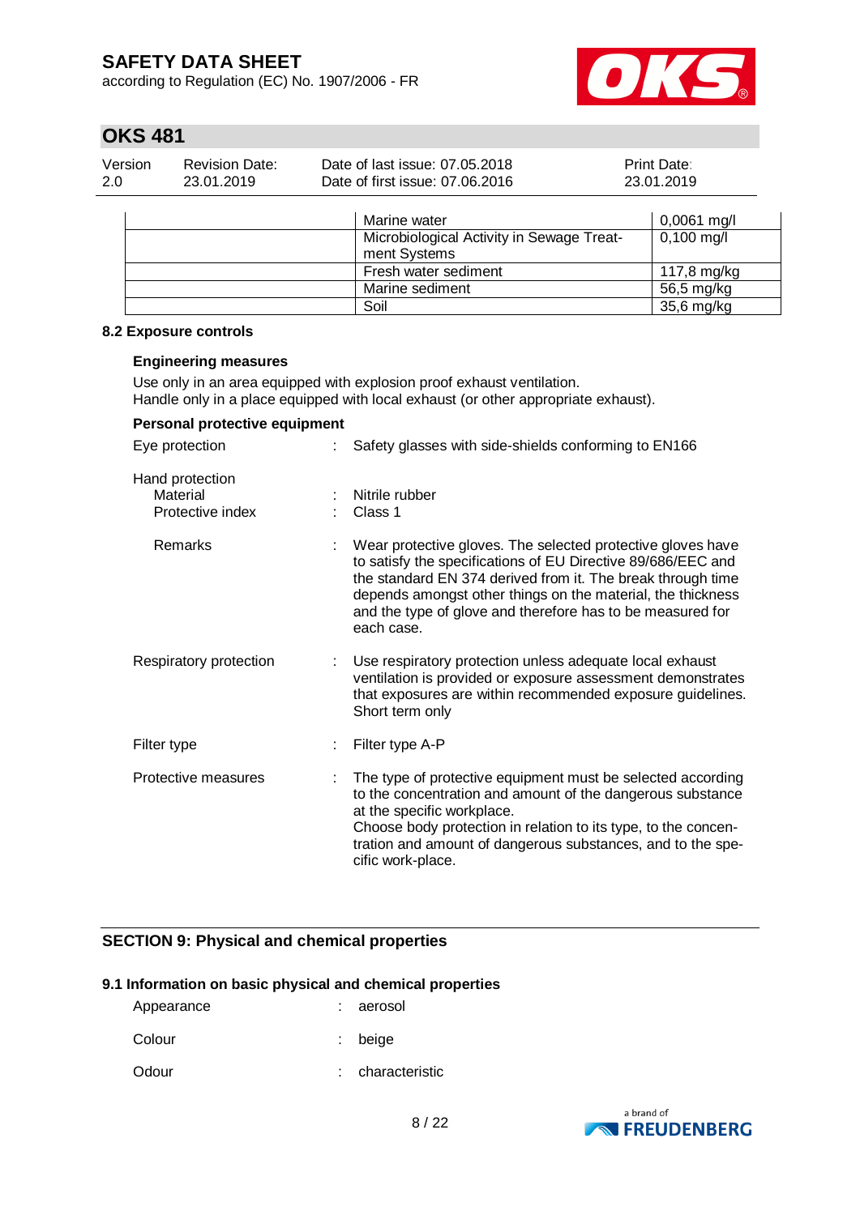| | | |
|---|---|---|
| | Marine water | 0,0061 mg/l |
| | Microbiological Activity in Sewage Treatment Systems | 0,100 mg/l |
| | Fresh water sediment | 117,8 mg/kg |
| | Marine sediment | 56,5 mg/kg |
| | Soil | 35,6 mg/kg |

### 8.2 Exposure controls

**Engineering measures**

Use only in an area equipped with explosion proof exhaust ventilation.
Handle only in a place equipped with local exhaust (or other appropriate exhaust).

**Personal protective equipment**

Eye protection : Safety glasses with side-shields conforming to EN166

Hand protection
- Material : Nitrile rubber
- Protective index : Class 1
- Remarks : Wear protective gloves. The selected protective gloves have to satisfy the specifications of EU Directive 89/686/EEC and the standard EN 374 derived from it. The break through time depends amongst other things on the material, the thickness and the type of glove and therefore has to be measured for each case.

Respiratory protection : Use respiratory protection unless adequate local exhaust ventilation is provided or exposure assessment demonstrates that exposures are within recommended exposure guidelines. Short term only

Filter type : Filter type A-P

Protective measures : The type of protective equipment must be selected according to the concentration and amount of the dangerous substance at the specific workplace.
Choose body protection in relation to its type, to the concentration and amount of dangerous substances, and to the specific work-place.

## SECTION 9: Physical and chemical properties

### 9.1 Information on basic physical and chemical properties

Appearance : aerosol

Colour : beige

Odour : characteristic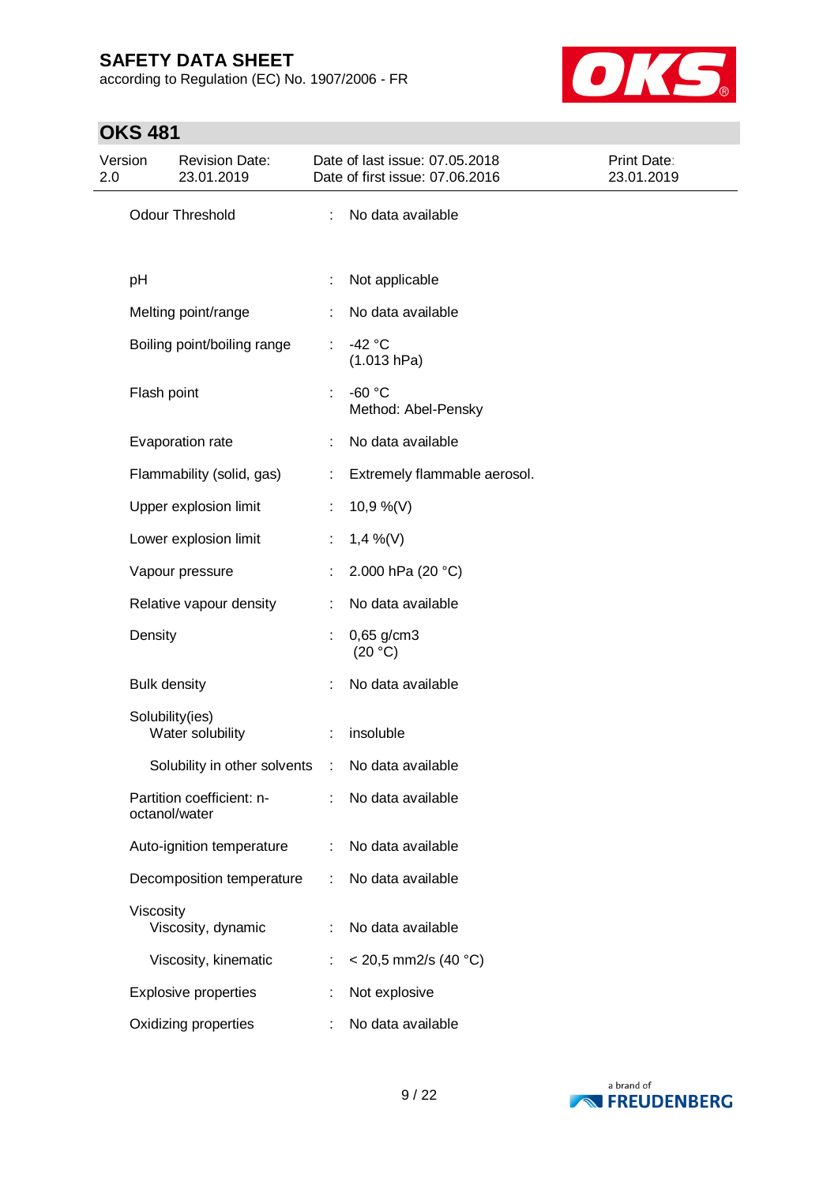| Property | | Value |
|---|---|---|
| Odour Threshold | : | No data available |
| pH | : | Not applicable |
| Melting point/range | : | No data available |
| Boiling point/boiling range | : | -42 °C<br>(1.013 hPa) |
| Flash point | : | -60 °C<br>Method: Abel-Pensky |
| Evaporation rate | : | No data available |
| Flammability (solid, gas) | : | Extremely flammable aerosol. |
| Upper explosion limit | : | 10,9 %(V) |
| Lower explosion limit | : | 1,4 %(V) |
| Vapour pressure | : | 2.000 hPa (20 °C) |
| Relative vapour density | : | No data available |
| Density | : | 0,65 g/cm3<br>(20 °C) |
| Bulk density | : | No data available |
| Solubility(ies)<br>Water solubility | : | insoluble |
| Solubility in other solvents | : | No data available |
| Partition coefficient: n-octanol/water | : | No data available |
| Auto-ignition temperature | : | No data available |
| Decomposition temperature | : | No data available |
| Viscosity<br>Viscosity, dynamic | : | No data available |
| Viscosity, kinematic | : | < 20,5 mm2/s (40 °C) |
| Explosive properties | : | Not explosive |
| Oxidizing properties | : | No data available |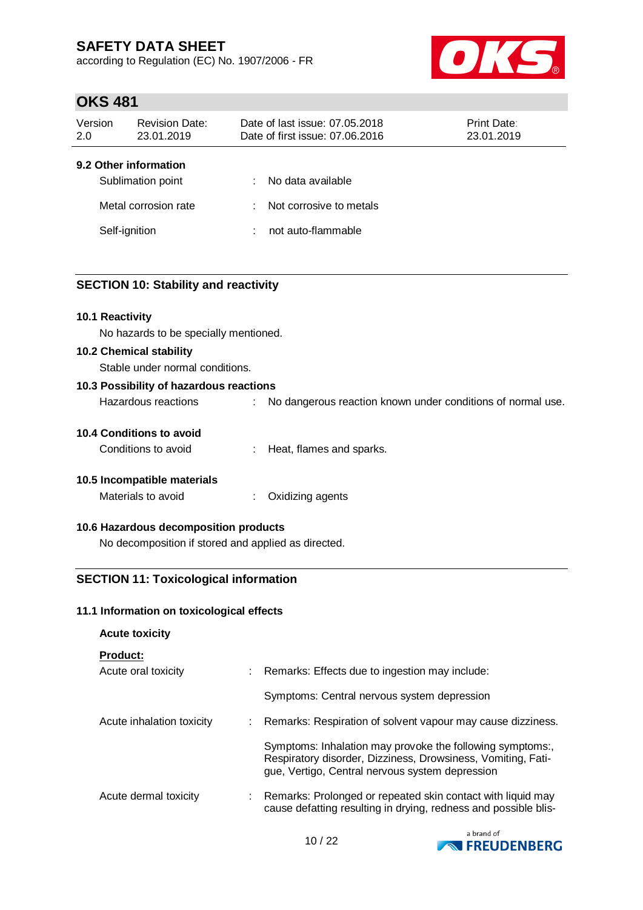### 9.2 Other information

| | | |
|---|---|---|
| Sublimation point | : | No data available |
| Metal corrosion rate | : | Not corrosive to metals |
| Self-ignition | : | not auto-flammable |

## SECTION 10: Stability and reactivity

### 10.1 Reactivity

No hazards to be specially mentioned.

### 10.2 Chemical stability

Stable under normal conditions.

### 10.3 Possibility of hazardous reactions

Hazardous reactions : No dangerous reaction known under conditions of normal use.

### 10.4 Conditions to avoid

Conditions to avoid : Heat, flames and sparks.

### 10.5 Incompatible materials

Materials to avoid : Oxidizing agents

### 10.6 Hazardous decomposition products

No decomposition if stored and applied as directed.

## SECTION 11: Toxicological information

### 11.1 Information on toxicological effects

**Acute toxicity**

**Product:**

Acute oral toxicity : Remarks: Effects due to ingestion may include:

Symptoms: Central nervous system depression

Acute inhalation toxicity : Remarks: Respiration of solvent vapour may cause dizziness.

Symptoms: Inhalation may provoke the following symptoms:, Respiratory disorder, Dizziness, Drowsiness, Vomiting, Fatigue, Vertigo, Central nervous system depression

Acute dermal toxicity : Remarks: Prolonged or repeated skin contact with liquid may cause defatting resulting in drying, redness and possible blis-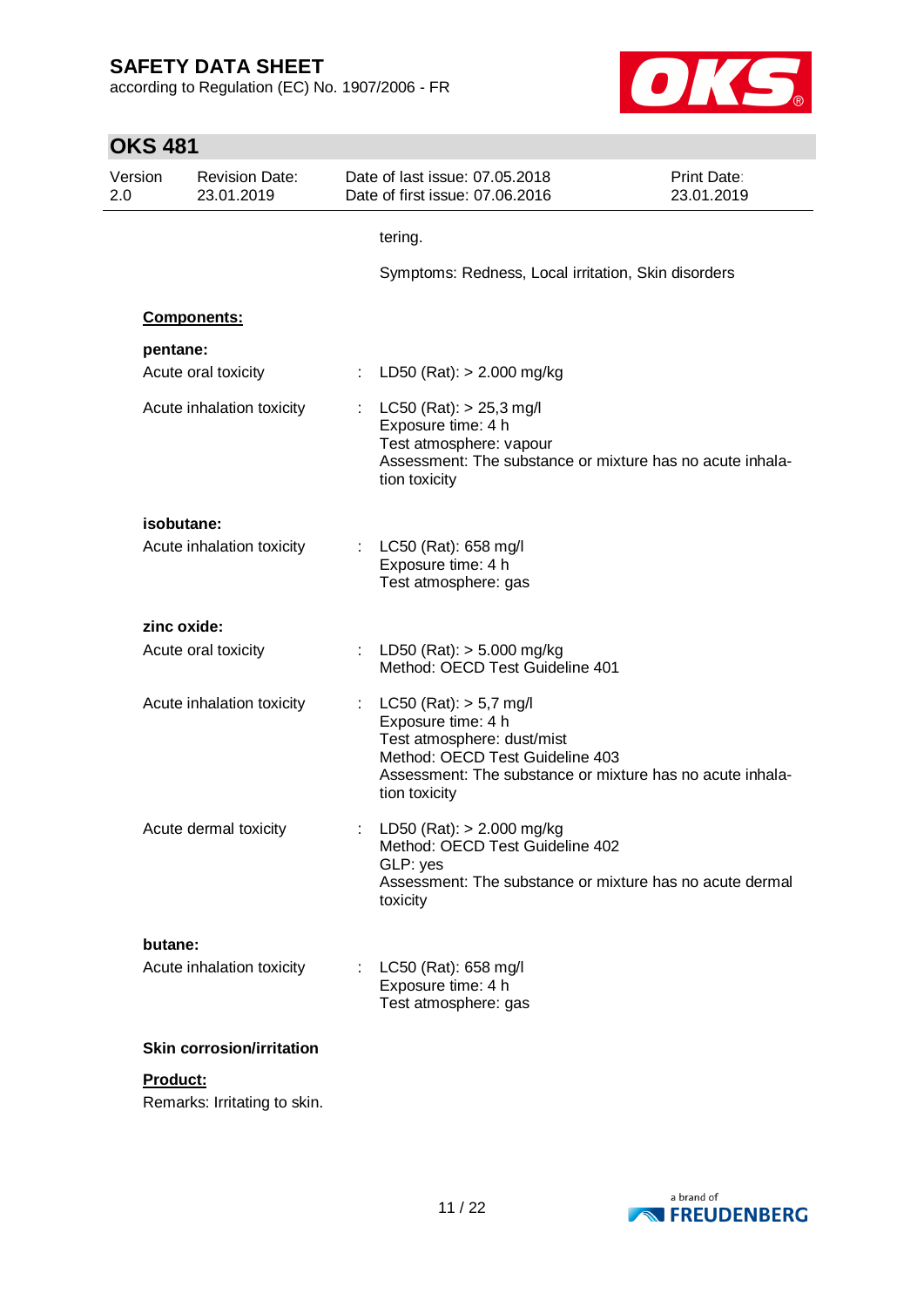tering.

Symptoms: Redness, Local irritation, Skin disorders

**Components:**

**pentane:**

Acute oral toxicity : LD50 (Rat): > 2.000 mg/kg

Acute inhalation toxicity : LC50 (Rat): > 25,3 mg/l
Exposure time: 4 h
Test atmosphere: vapour
Assessment: The substance or mixture has no acute inhalation toxicity

**isobutane:**

Acute inhalation toxicity : LC50 (Rat): 658 mg/l
Exposure time: 4 h
Test atmosphere: gas

**zinc oxide:**

Acute oral toxicity : LD50 (Rat): > 5.000 mg/kg
Method: OECD Test Guideline 401

Acute inhalation toxicity : LC50 (Rat): > 5,7 mg/l
Exposure time: 4 h
Test atmosphere: dust/mist
Method: OECD Test Guideline 403
Assessment: The substance or mixture has no acute inhalation toxicity

Acute dermal toxicity : LD50 (Rat): > 2.000 mg/kg
Method: OECD Test Guideline 402
GLP: yes
Assessment: The substance or mixture has no acute dermal toxicity

**butane:**

Acute inhalation toxicity : LC50 (Rat): 658 mg/l
Exposure time: 4 h
Test atmosphere: gas

**Skin corrosion/irritation**

**Product:**

Remarks: Irritating to skin.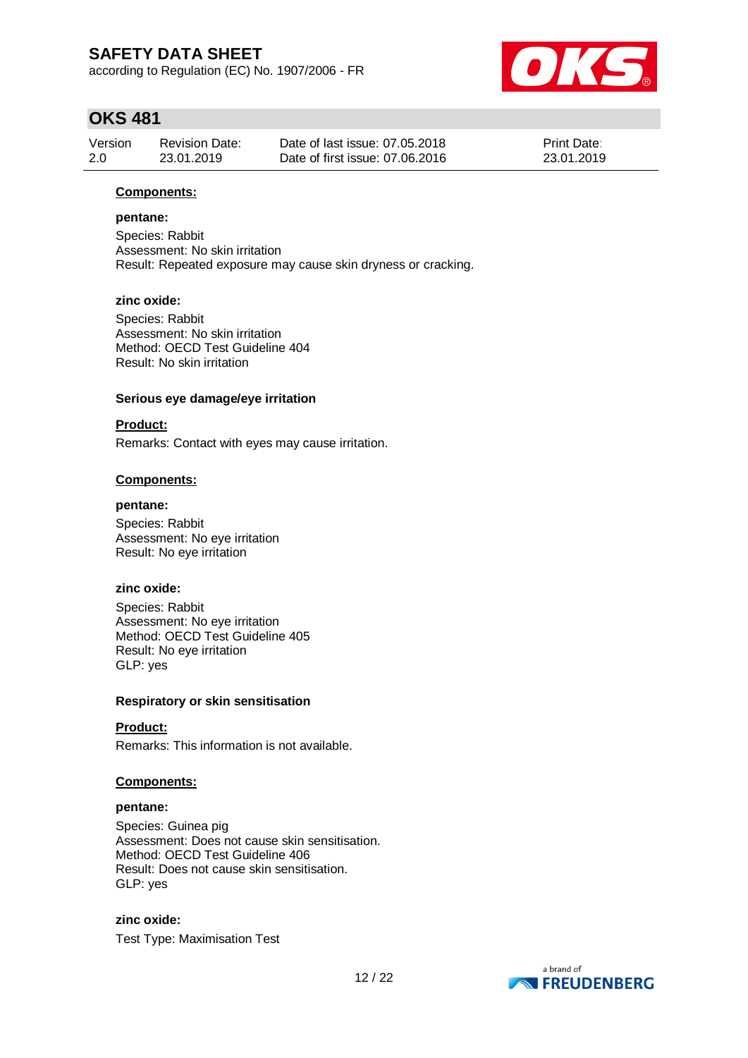**Components:**

**pentane:**

Species: Rabbit
Assessment: No skin irritation
Result: Repeated exposure may cause skin dryness or cracking.

**zinc oxide:**

Species: Rabbit
Assessment: No skin irritation
Method: OECD Test Guideline 404
Result: No skin irritation

**Serious eye damage/eye irritation**

**Product:**

Remarks: Contact with eyes may cause irritation.

**Components:**

**pentane:**

Species: Rabbit
Assessment: No eye irritation
Result: No eye irritation

**zinc oxide:**

Species: Rabbit
Assessment: No eye irritation
Method: OECD Test Guideline 405
Result: No eye irritation
GLP: yes

**Respiratory or skin sensitisation**

**Product:**

Remarks: This information is not available.

**Components:**

**pentane:**

Species: Guinea pig
Assessment: Does not cause skin sensitisation.
Method: OECD Test Guideline 406
Result: Does not cause skin sensitisation.
GLP: yes

**zinc oxide:**

Test Type: Maximisation Test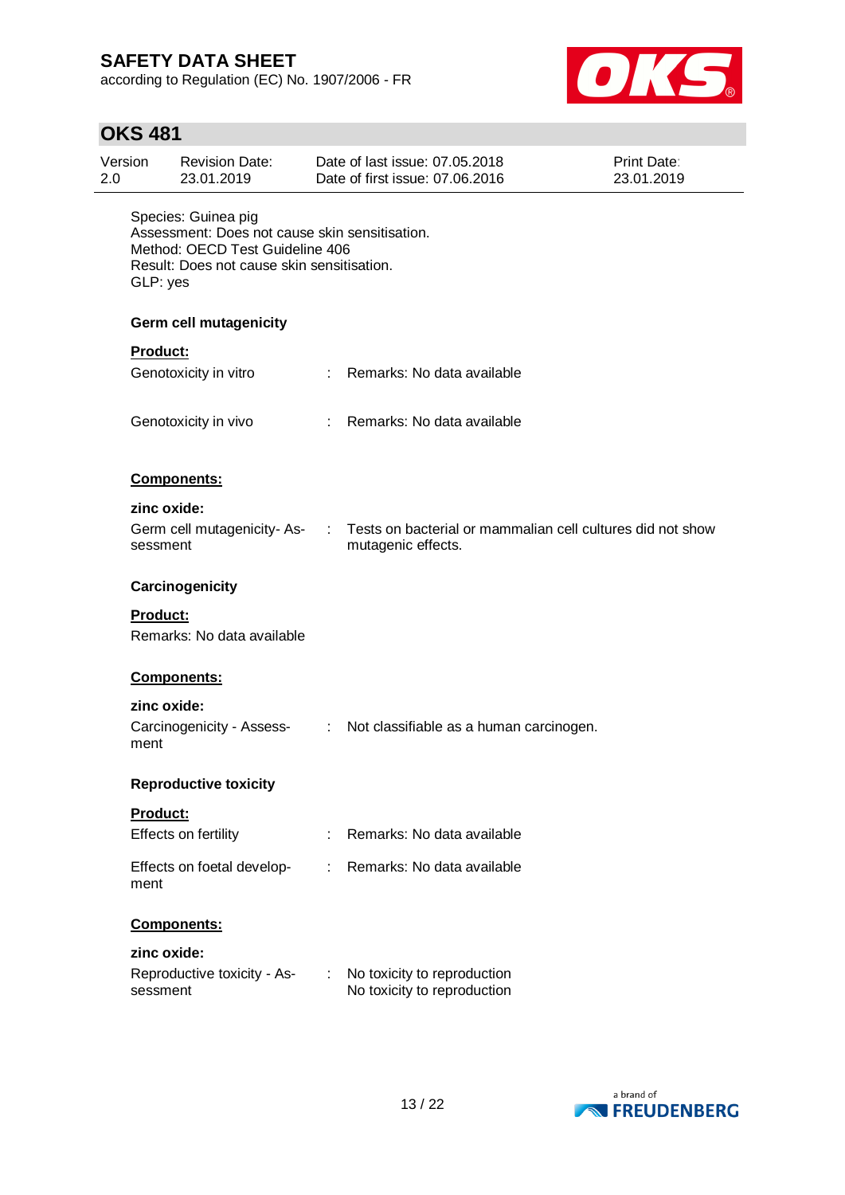Species: Guinea pig
Assessment: Does not cause skin sensitisation.
Method: OECD Test Guideline 406
Result: Does not cause skin sensitisation.
GLP: yes

**Germ cell mutagenicity**

**Product:**

| | | |
|---|---|---|
| Genotoxicity in vitro | : | Remarks: No data available |
| Genotoxicity in vivo | : | Remarks: No data available |

**Components:**

**zinc oxide:**

| | | |
|---|---|---|
| Germ cell mutagenicity- Assessment | : | Tests on bacterial or mammalian cell cultures did not show mutagenic effects. |

**Carcinogenicity**

**Product:**

Remarks: No data available

**Components:**

**zinc oxide:**

| | | |
|---|---|---|
| Carcinogenicity - Assessment | : | Not classifiable as a human carcinogen. |

**Reproductive toxicity**

**Product:**

| | | |
|---|---|---|
| Effects on fertility | : | Remarks: No data available |
| Effects on foetal development | : | Remarks: No data available |

**Components:**

**zinc oxide:**

| | | |
|---|---|---|
| Reproductive toxicity - Assessment | : | No toxicity to reproduction<br>No toxicity to reproduction |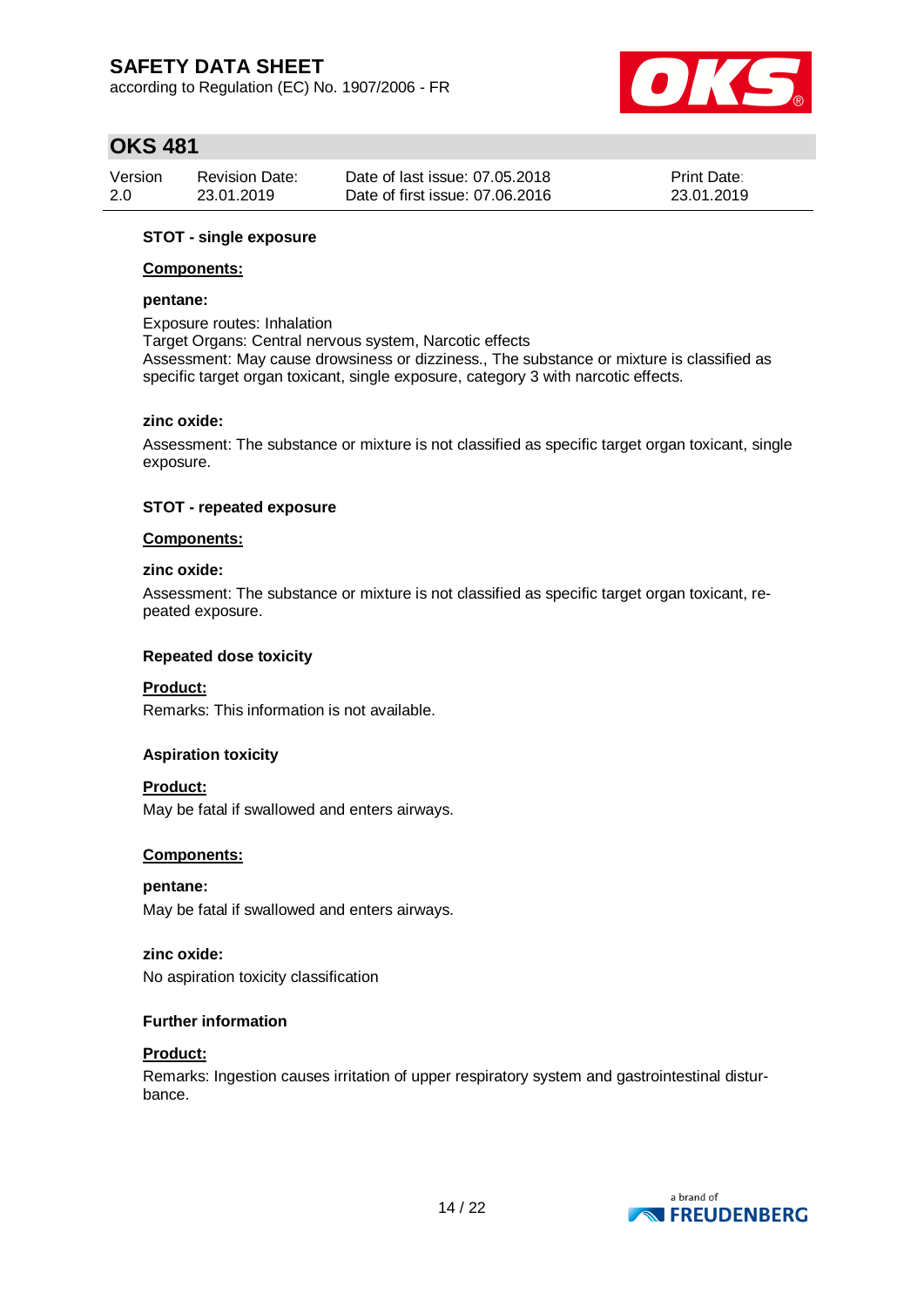**STOT - single exposure**

**Components:**

**pentane:**

Exposure routes: Inhalation
Target Organs: Central nervous system, Narcotic effects
Assessment: May cause drowsiness or dizziness., The substance or mixture is classified as specific target organ toxicant, single exposure, category 3 with narcotic effects.

**zinc oxide:**

Assessment: The substance or mixture is not classified as specific target organ toxicant, single exposure.

**STOT - repeated exposure**

**Components:**

**zinc oxide:**

Assessment: The substance or mixture is not classified as specific target organ toxicant, repeated exposure.

**Repeated dose toxicity**

**Product:**

Remarks: This information is not available.

**Aspiration toxicity**

**Product:**

May be fatal if swallowed and enters airways.

**Components:**

**pentane:**

May be fatal if swallowed and enters airways.

**zinc oxide:**

No aspiration toxicity classification

**Further information**

**Product:**

Remarks: Ingestion causes irritation of upper respiratory system and gastrointestinal disturbance.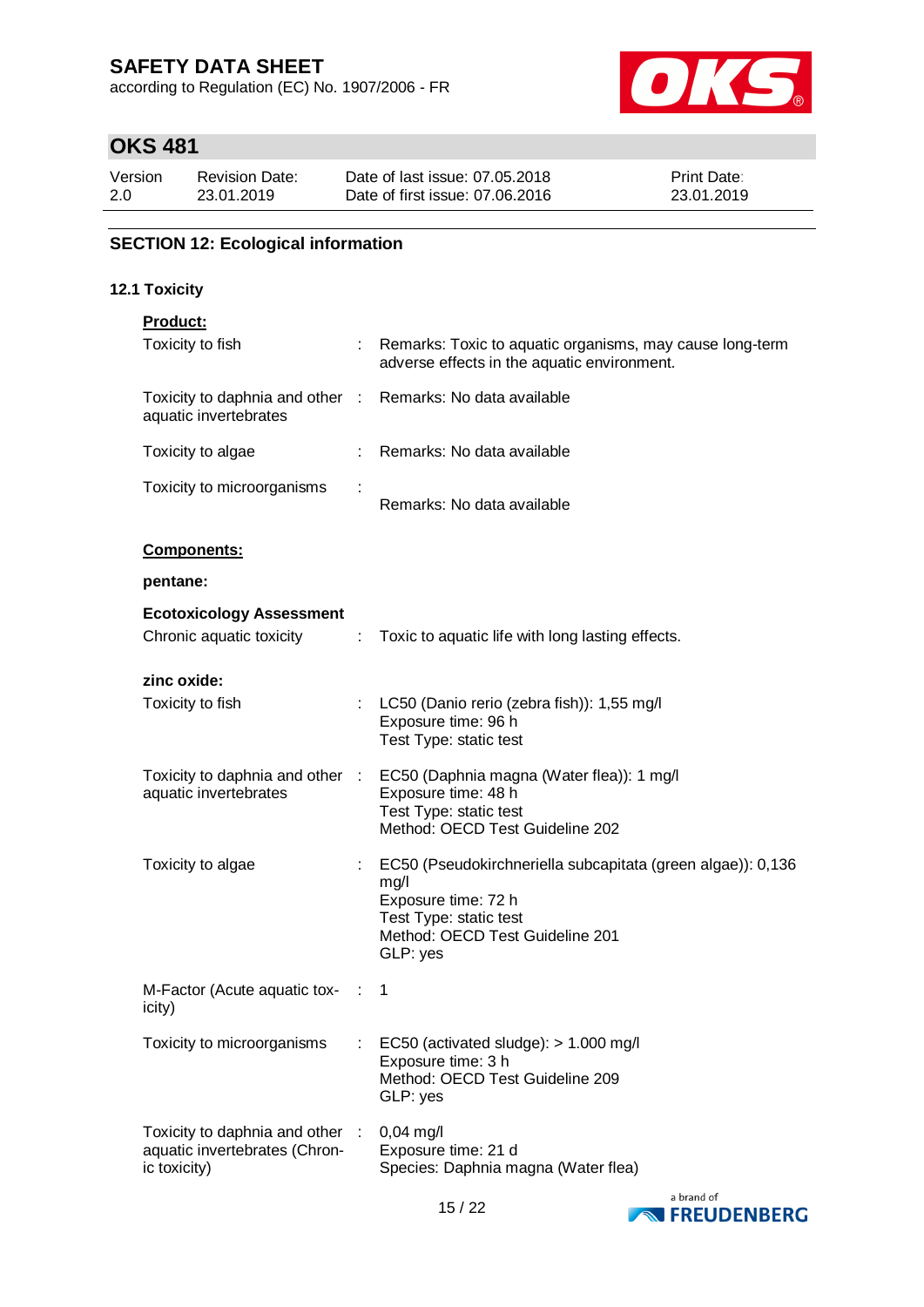## SECTION 12: Ecological information

### 12.1 Toxicity

**Product:**

| | | |
|---|---|---|
| Toxicity to fish | : | Remarks: Toxic to aquatic organisms, may cause long-term adverse effects in the aquatic environment. |
| Toxicity to daphnia and other aquatic invertebrates | : | Remarks: No data available |
| Toxicity to algae | : | Remarks: No data available |
| Toxicity to microorganisms | : | Remarks: No data available |

**Components:**

**pentane:**

**Ecotoxicology Assessment**

| | | |
|---|---|---|
| Chronic aquatic toxicity | : | Toxic to aquatic life with long lasting effects. |

**zinc oxide:**

| | | |
|---|---|---|
| Toxicity to fish | : | LC50 (Danio rerio (zebra fish)): 1,55 mg/l<br>Exposure time: 96 h<br>Test Type: static test |
| Toxicity to daphnia and other aquatic invertebrates | : | EC50 (Daphnia magna (Water flea)): 1 mg/l<br>Exposure time: 48 h<br>Test Type: static test<br>Method: OECD Test Guideline 202 |
| Toxicity to algae | : | EC50 (Pseudokirchneriella subcapitata (green algae)): 0,136 mg/l<br>Exposure time: 72 h<br>Test Type: static test<br>Method: OECD Test Guideline 201<br>GLP: yes |
| M-Factor (Acute aquatic toxicity) | : | 1 |
| Toxicity to microorganisms | : | EC50 (activated sludge): > 1.000 mg/l<br>Exposure time: 3 h<br>Method: OECD Test Guideline 209<br>GLP: yes |
| Toxicity to daphnia and other aquatic invertebrates (Chronic toxicity) | : | 0,04 mg/l<br>Exposure time: 21 d<br>Species: Daphnia magna (Water flea) |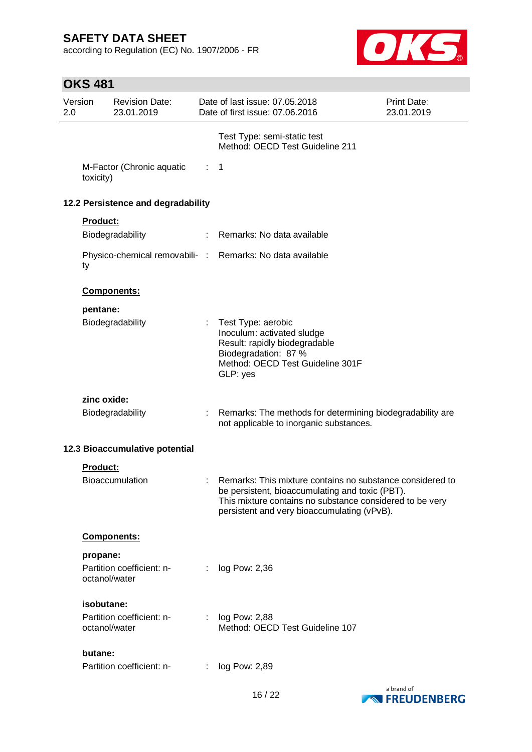| | | |
|---|---|---|
| | | Test Type: semi-static test<br>Method: OECD Test Guideline 211 |
| M-Factor (Chronic aquatic toxicity) | : | 1 |

### 12.2 Persistence and degradability

**Product:**

| | | |
|---|---|---|
| Biodegradability | : | Remarks: No data available |
| Physico-chemical removability | : | Remarks: No data available |

**Components:**

**pentane:**

| | | |
|---|---|---|
| Biodegradability | : | Test Type: aerobic<br>Inoculum: activated sludge<br>Result: rapidly biodegradable<br>Biodegradation: 87 %<br>Method: OECD Test Guideline 301F<br>GLP: yes |

**zinc oxide:**

| | | |
|---|---|---|
| Biodegradability | : | Remarks: The methods for determining biodegradability are not applicable to inorganic substances. |

### 12.3 Bioaccumulative potential

**Product:**

| | | |
|---|---|---|
| Bioaccumulation | : | Remarks: This mixture contains no substance considered to be persistent, bioaccumulating and toxic (PBT).<br>This mixture contains no substance considered to be very persistent and very bioaccumulating (vPvB). |

**Components:**

**propane:**

| | | |
|---|---|---|
| Partition coefficient: n-octanol/water | : | log Pow: 2,36 |

**isobutane:**

| | | |
|---|---|---|
| Partition coefficient: n-octanol/water | : | log Pow: 2,88<br>Method: OECD Test Guideline 107 |

**butane:**

| | | |
|---|---|---|
| Partition coefficient: n- | : | log Pow: 2,89 |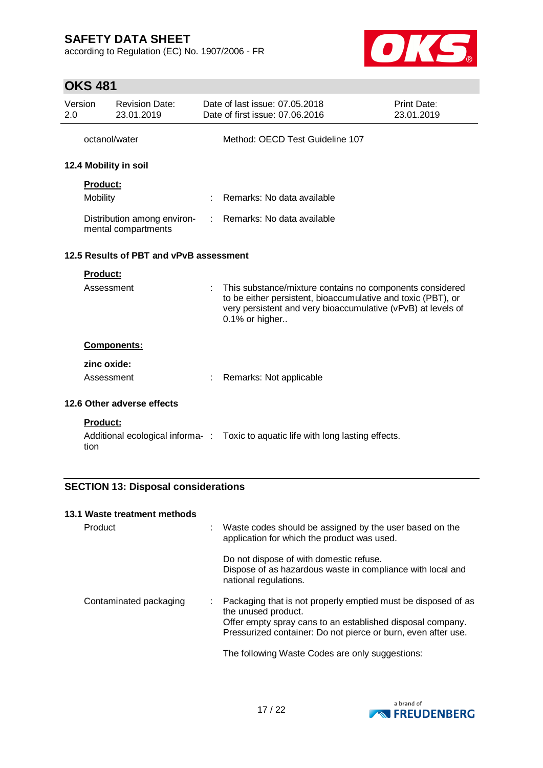| | | |
|---|---|---|
| octanol/water | | Method: OECD Test Guideline 107 |

### 12.4 Mobility in soil

**Product:**

| | | |
|---|---|---|
| Mobility | : | Remarks: No data available |
| Distribution among environmental compartments | : | Remarks: No data available |

### 12.5 Results of PBT and vPvB assessment

**Product:**

| | | |
|---|---|---|
| Assessment | : | This substance/mixture contains no components considered to be either persistent, bioaccumulative and toxic (PBT), or very persistent and very bioaccumulative (vPvB) at levels of 0.1% or higher.. |

**Components:**

**zinc oxide:**

| | | |
|---|---|---|
| Assessment | : | Remarks: Not applicable |

### 12.6 Other adverse effects

**Product:**

| | | |
|---|---|---|
| Additional ecological information | : | Toxic to aquatic life with long lasting effects. |

## SECTION 13: Disposal considerations

### 13.1 Waste treatment methods

| | | |
|---|---|---|
| Product | : | Waste codes should be assigned by the user based on the application for which the product was used.<br><br>Do not dispose of with domestic refuse.<br>Dispose of as hazardous waste in compliance with local and national regulations. |
| Contaminated packaging | : | Packaging that is not properly emptied must be disposed of as the unused product.<br>Offer empty spray cans to an established disposal company.<br>Pressurized container: Do not pierce or burn, even after use.<br><br>The following Waste Codes are only suggestions: |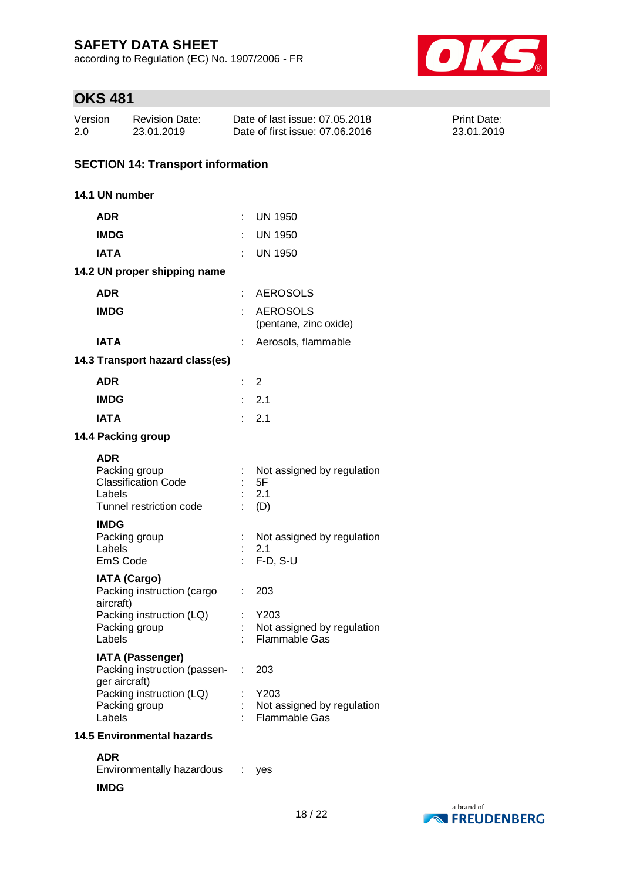## SECTION 14: Transport information

### 14.1 UN number

| | | |
|---|---|---|
| **ADR** | : | UN 1950 |
| **IMDG** | : | UN 1950 |
| **IATA** | : | UN 1950 |

### 14.2 UN proper shipping name

| | | |
|---|---|---|
| **ADR** | : | AEROSOLS |
| **IMDG** | : | AEROSOLS (pentane, zinc oxide) |
| **IATA** | : | Aerosols, flammable |

### 14.3 Transport hazard class(es)

| | | |
|---|---|---|
| **ADR** | : | 2 |
| **IMDG** | : | 2.1 |
| **IATA** | : | 2.1 |

### 14.4 Packing group

**ADR**

| | | |
|---|---|---|
| Packing group | : | Not assigned by regulation |
| Classification Code | : | 5F |
| Labels | : | 2.1 |
| Tunnel restriction code | : | (D) |

**IMDG**

| | | |
|---|---|---|
| Packing group | : | Not assigned by regulation |
| Labels | : | 2.1 |
| EmS Code | : | F-D, S-U |

**IATA (Cargo)**

| | | |
|---|---|---|
| Packing instruction (cargo aircraft) | : | 203 |
| Packing instruction (LQ) | : | Y203 |
| Packing group | : | Not assigned by regulation |
| Labels | : | Flammable Gas |

**IATA (Passenger)**

| | | |
|---|---|---|
| Packing instruction (passenger aircraft) | : | 203 |
| Packing instruction (LQ) | : | Y203 |
| Packing group | : | Not assigned by regulation |
| Labels | : | Flammable Gas |

### 14.5 Environmental hazards

**ADR**

| | | |
|---|---|---|
| Environmentally hazardous | : | yes |

**IMDG**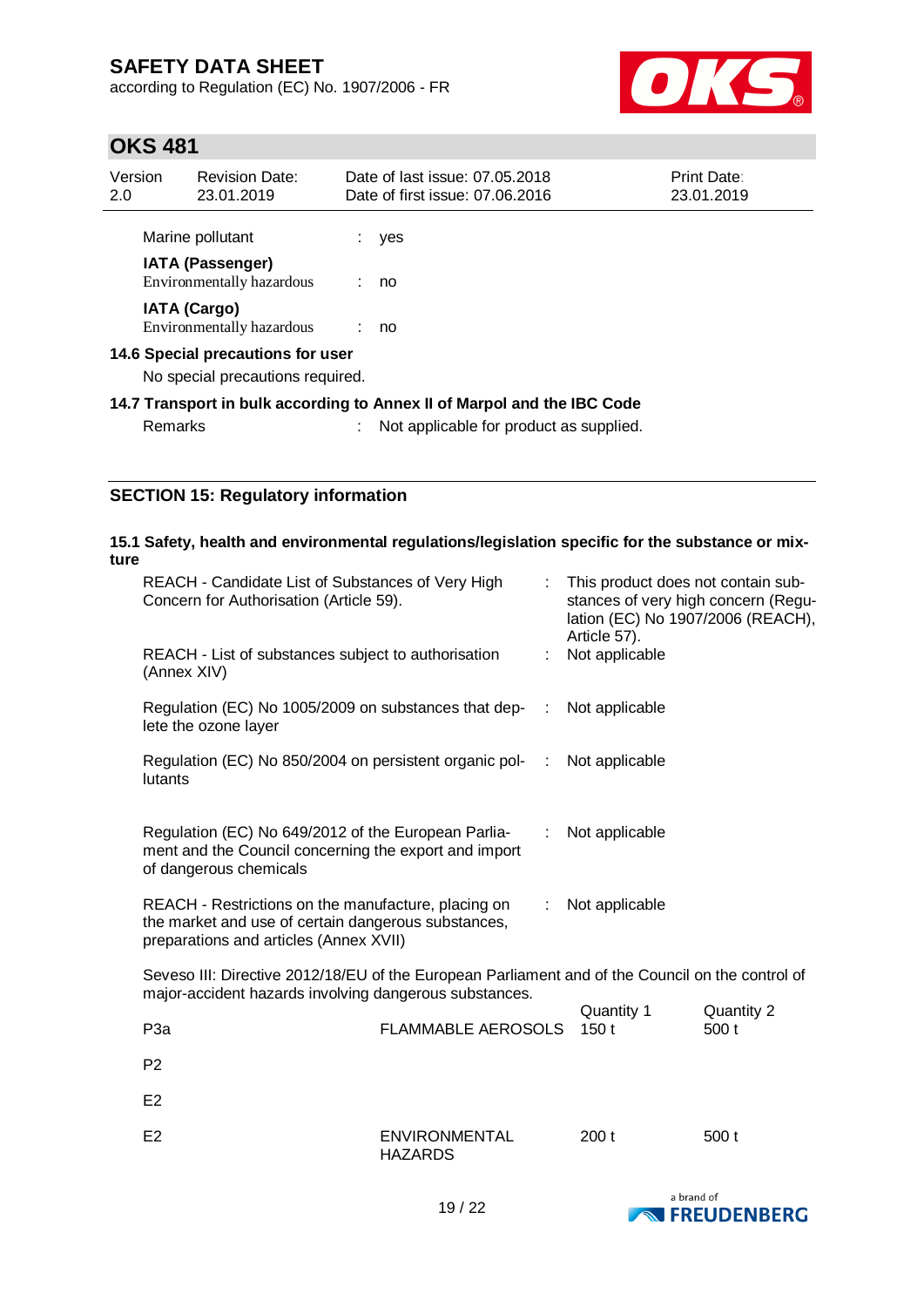Marine pollutant : yes

**IATA (Passenger)**
Environmentally hazardous : no

**IATA (Cargo)**
Environmentally hazardous : no

**14.6 Special precautions for user**

No special precautions required.

**14.7 Transport in bulk according to Annex II of Marpol and the IBC Code**

Remarks : Not applicable for product as supplied.

## SECTION 15: Regulatory information

**15.1 Safety, health and environmental regulations/legislation specific for the substance or mixture**

REACH - Candidate List of Substances of Very High Concern for Authorisation (Article 59). : This product does not contain substances of very high concern (Regulation (EC) No 1907/2006 (REACH), Article 57).

REACH - List of substances subject to authorisation (Annex XIV) : Not applicable

Regulation (EC) No 1005/2009 on substances that deplete the ozone layer : Not applicable

Regulation (EC) No 850/2004 on persistent organic pollutants : Not applicable

Regulation (EC) No 649/2012 of the European Parliament and the Council concerning the export and import of dangerous chemicals : Not applicable

REACH - Restrictions on the manufacture, placing on the market and use of certain dangerous substances, preparations and articles (Annex XVII) : Not applicable

Seveso III: Directive 2012/18/EU of the European Parliament and of the Council on the control of major-accident hazards involving dangerous substances.

| | | Quantity 1 | Quantity 2 |
|---|---|---|---|
| P3a | FLAMMABLE AEROSOLS | 150 t | 500 t |
| P2 | | | |
| E2 | | | |
| E2 | ENVIRONMENTAL HAZARDS | 200 t | 500 t |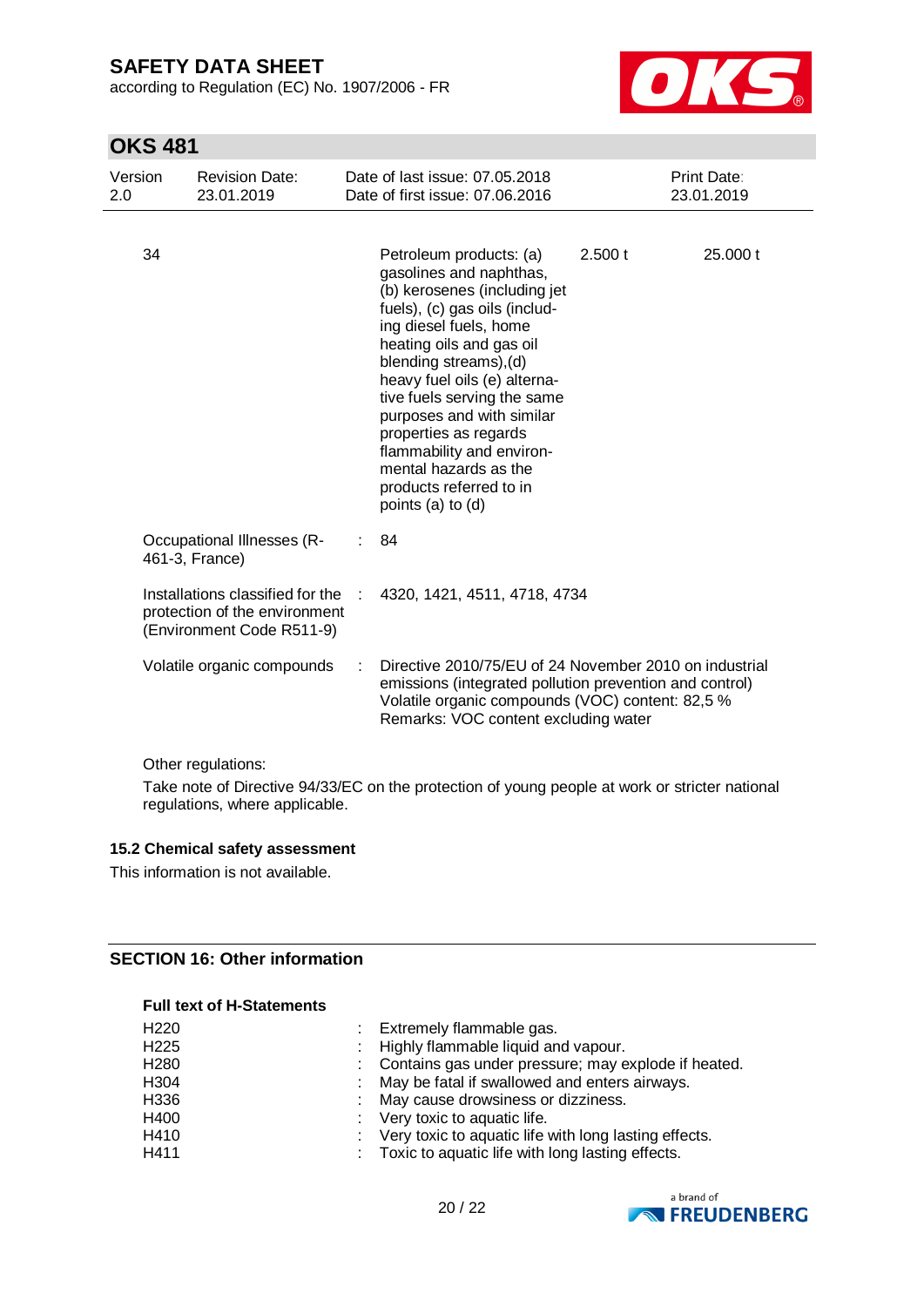| | | | |
|---|---|---|---|
| 34 | Petroleum products: (a) gasolines and naphthas, (b) kerosenes (including jet fuels), (c) gas oils (including diesel fuels, home heating oils and gas oil blending streams),(d) heavy fuel oils (e) alternative fuels serving the same purposes and with similar properties as regards flammability and environmental hazards as the products referred to in points (a) to (d) | 2.500 t | 25.000 t |

Occupational Illnesses (R-461-3, France) : 84

Installations classified for the protection of the environment (Environment Code R511-9) : 4320, 1421, 4511, 4718, 4734

Volatile organic compounds : Directive 2010/75/EU of 24 November 2010 on industrial emissions (integrated pollution prevention and control)
Volatile organic compounds (VOC) content: 82,5 %
Remarks: VOC content excluding water

Other regulations:

Take note of Directive 94/33/EC on the protection of young people at work or stricter national regulations, where applicable.

### 15.2 Chemical safety assessment

This information is not available.

## SECTION 16: Other information

**Full text of H-Statements**

| | |
|---|---|
| H220 | : Extremely flammable gas. |
| H225 | : Highly flammable liquid and vapour. |
| H280 | : Contains gas under pressure; may explode if heated. |
| H304 | : May be fatal if swallowed and enters airways. |
| H336 | : May cause drowsiness or dizziness. |
| H400 | : Very toxic to aquatic life. |
| H410 | : Very toxic to aquatic life with long lasting effects. |
| H411 | : Toxic to aquatic life with long lasting effects. |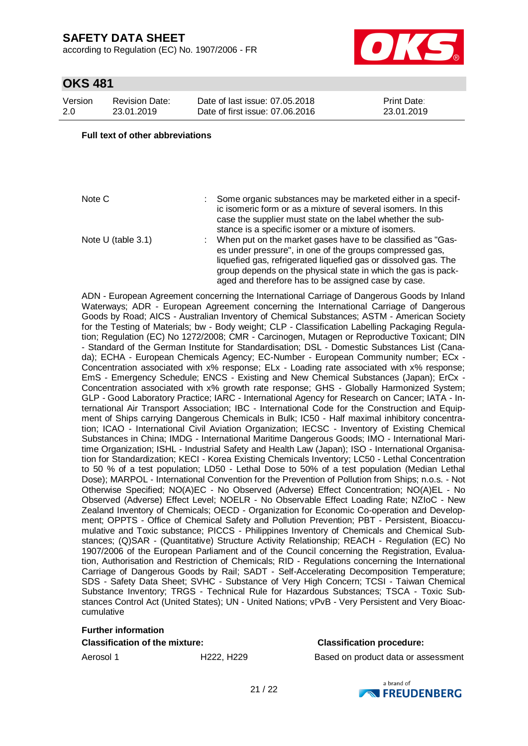**Full text of other abbreviations**

| | | |
|---|---|---|
| Note C | : | Some organic substances may be marketed either in a specific isomeric form or as a mixture of several isomers. In this case the supplier must state on the label whether the substance is a specific isomer or a mixture of isomers. |
| Note U (table 3.1) | : | When put on the market gases have to be classified as "Gases under pressure", in one of the groups compressed gas, liquefied gas, refrigerated liquefied gas or dissolved gas. The group depends on the physical state in which the gas is packaged and therefore has to be assigned case by case. |

ADN - European Agreement concerning the International Carriage of Dangerous Goods by Inland Waterways; ADR - European Agreement concerning the International Carriage of Dangerous Goods by Road; AICS - Australian Inventory of Chemical Substances; ASTM - American Society for the Testing of Materials; bw - Body weight; CLP - Classification Labelling Packaging Regulation; Regulation (EC) No 1272/2008; CMR - Carcinogen, Mutagen or Reproductive Toxicant; DIN - Standard of the German Institute for Standardisation; DSL - Domestic Substances List (Canada); ECHA - European Chemicals Agency; EC-Number - European Community number; ECx - Concentration associated with x% response; ELx - Loading rate associated with x% response; EmS - Emergency Schedule; ENCS - Existing and New Chemical Substances (Japan); ErCx - Concentration associated with x% growth rate response; GHS - Globally Harmonized System; GLP - Good Laboratory Practice; IARC - International Agency for Research on Cancer; IATA - International Air Transport Association; IBC - International Code for the Construction and Equipment of Ships carrying Dangerous Chemicals in Bulk; IC50 - Half maximal inhibitory concentration; ICAO - International Civil Aviation Organization; IECSC - Inventory of Existing Chemical Substances in China; IMDG - International Maritime Dangerous Goods; IMO - International Maritime Organization; ISHL - Industrial Safety and Health Law (Japan); ISO - International Organisation for Standardization; KECI - Korea Existing Chemicals Inventory; LC50 - Lethal Concentration to 50 % of a test population; LD50 - Lethal Dose to 50% of a test population (Median Lethal Dose); MARPOL - International Convention for the Prevention of Pollution from Ships; n.o.s. - Not Otherwise Specified; NO(A)EC - No Observed (Adverse) Effect Concentration; NO(A)EL - No Observed (Adverse) Effect Level; NOELR - No Observable Effect Loading Rate; NZIoC - New Zealand Inventory of Chemicals; OECD - Organization for Economic Co-operation and Development; OPPTS - Office of Chemical Safety and Pollution Prevention; PBT - Persistent, Bioaccumulative and Toxic substance; PICCS - Philippines Inventory of Chemicals and Chemical Substances; (Q)SAR - (Quantitative) Structure Activity Relationship; REACH - Regulation (EC) No 1907/2006 of the European Parliament and of the Council concerning the Registration, Evaluation, Authorisation and Restriction of Chemicals; RID - Regulations concerning the International Carriage of Dangerous Goods by Rail; SADT - Self-Accelerating Decomposition Temperature; SDS - Safety Data Sheet; SVHC - Substance of Very High Concern; TCSI - Taiwan Chemical Substance Inventory; TRGS - Technical Rule for Hazardous Substances; TSCA - Toxic Substances Control Act (United States); UN - United Nations; vPvB - Very Persistent and Very Bioaccumulative

**Further information**

| **Classification of the mixture:** | | **Classification procedure:** |
|---|---|---|
| Aerosol 1 | H222, H229 | Based on product data or assessment |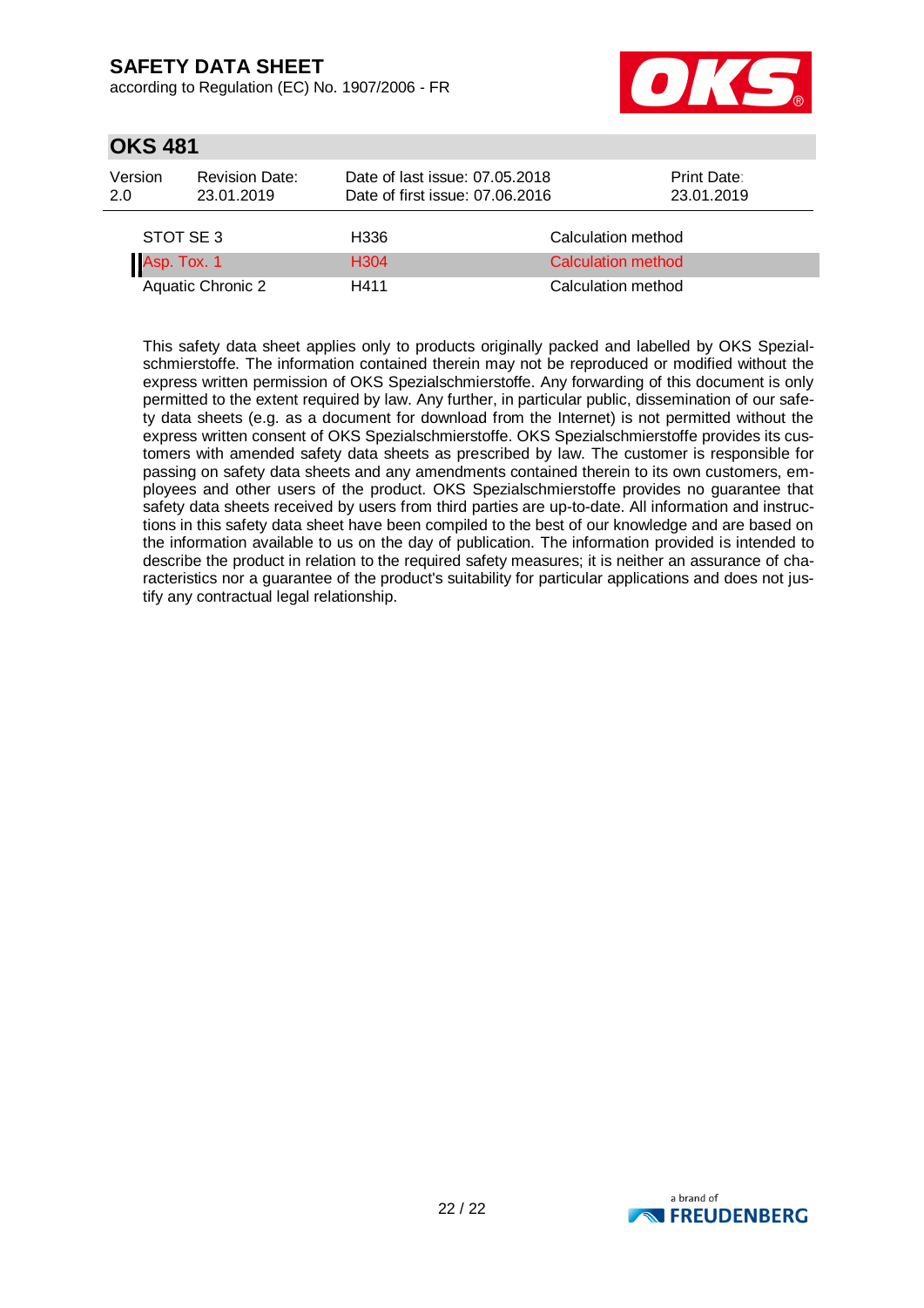| | | |
|---|---|---|
| STOT SE 3 | H336 | Calculation method |
| Asp. Tox. 1 | H304 | Calculation method |
| Aquatic Chronic 2 | H411 | Calculation method |

This safety data sheet applies only to products originally packed and labelled by OKS Spezialschmierstoffe. The information contained therein may not be reproduced or modified without the express written permission of OKS Spezialschmierstoffe. Any forwarding of this document is only permitted to the extent required by law. Any further, in particular public, dissemination of our safety data sheets (e.g. as a document for download from the Internet) is not permitted without the express written consent of OKS Spezialschmierstoffe. OKS Spezialschmierstoffe provides its customers with amended safety data sheets as prescribed by law. The customer is responsible for passing on safety data sheets and any amendments contained therein to its own customers, employees and other users of the product. OKS Spezialschmierstoffe provides no guarantee that safety data sheets received by users from third parties are up-to-date. All information and instructions in this safety data sheet have been compiled to the best of our knowledge and are based on the information available to us on the day of publication. The information provided is intended to describe the product in relation to the required safety measures; it is neither an assurance of characteristics nor a guarantee of the product's suitability for particular applications and does not justify any contractual legal relationship.